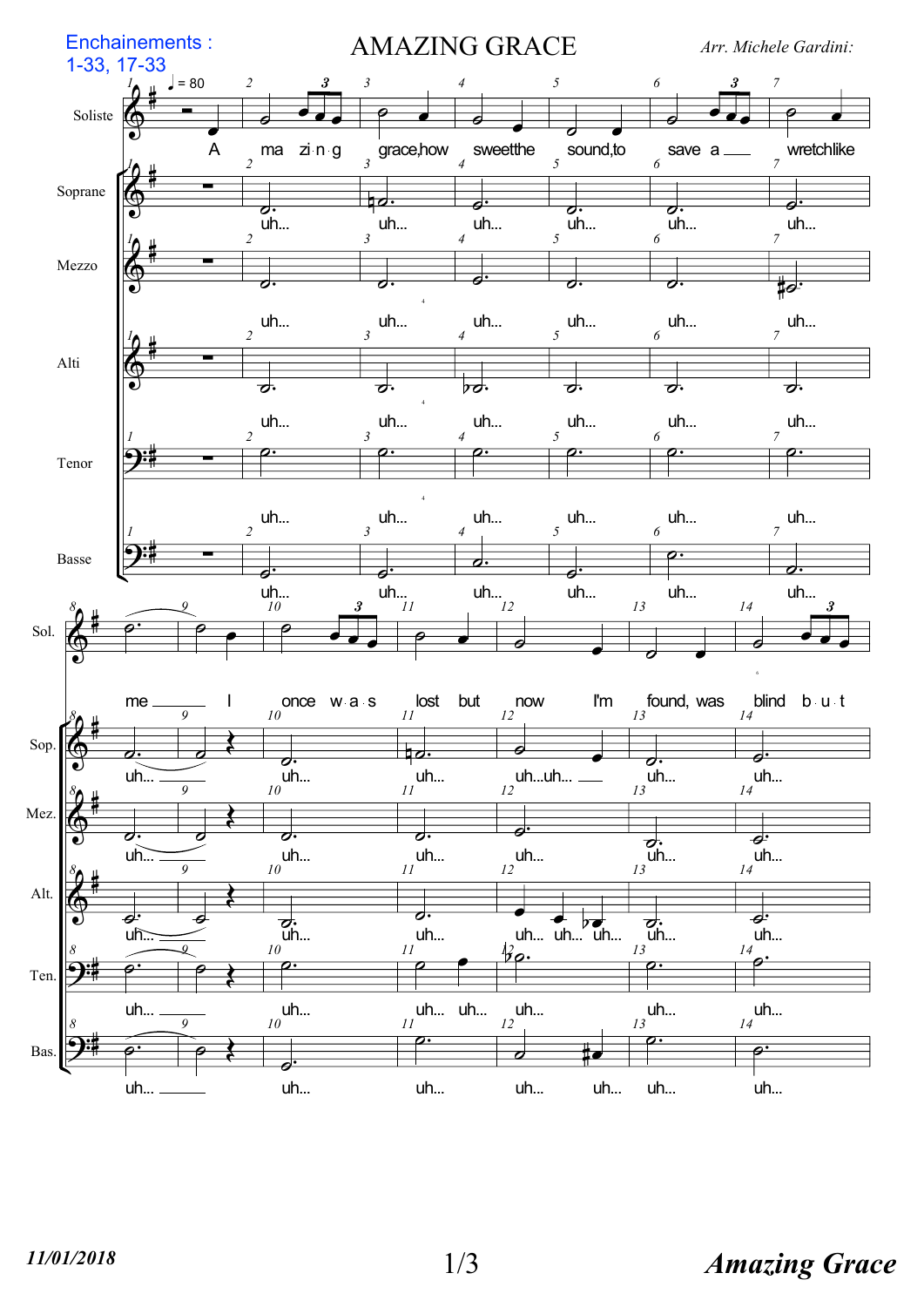Enchainements :
1-33, 17-33

# AMAZING GRACE

*Arr. Michele Gardini:*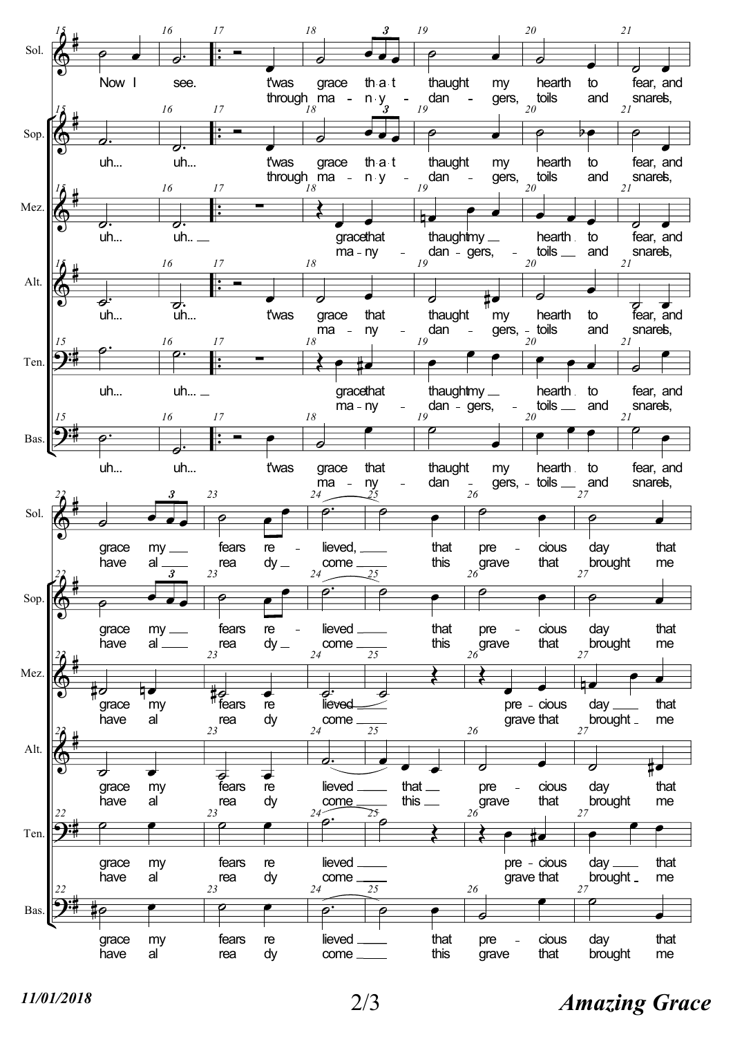**Sol.** (15–27)

Now I see. 'twas grace that taught my hearth to fear, and grace my fears re - lieved, that pre - cious day that

through ma - n y - dan - gers, toils and snares, have al rea dy come this grave that brought me

**Sop.** (15–27)

uh... uh... 't was grace that taught my hearth to fear, and grace my fears re - lieved that pre - cious day that

through ma - n y - dan - gers, toils and snares, have al rea dy come this grave that brought me

**Mez.** (15–27)

uh... uh.. grace that taught my hearth to fear, and grace my fears re lieved pre - cious day that

ma - ny - dan - gers, - toils and snares, have al rea dy come grave that brought me

**Alt.** (15–27)

uh... uh... 't was grace that taught my hearth to fear, and grace my fears re lieved that pre - cious day that

ma - ny - dan - gers, - toils and snares, have al rea dy come this grave that brought me

**Ten.** (15–27)

uh... uh... grace that taught my hearth to fear, and grace my fears re lieved pre - cious day that

ma - ny - dan - gers, - toils and snares, have al rea dy come grave that brought me

**Bas.** (15–27)

uh... uh... 't was grace that taught my hearth to fear, and grace my fears re lieved that pre - cious day that

ma - ny - dan - gers, - toils and snares, have al rea dy come this grave that brought me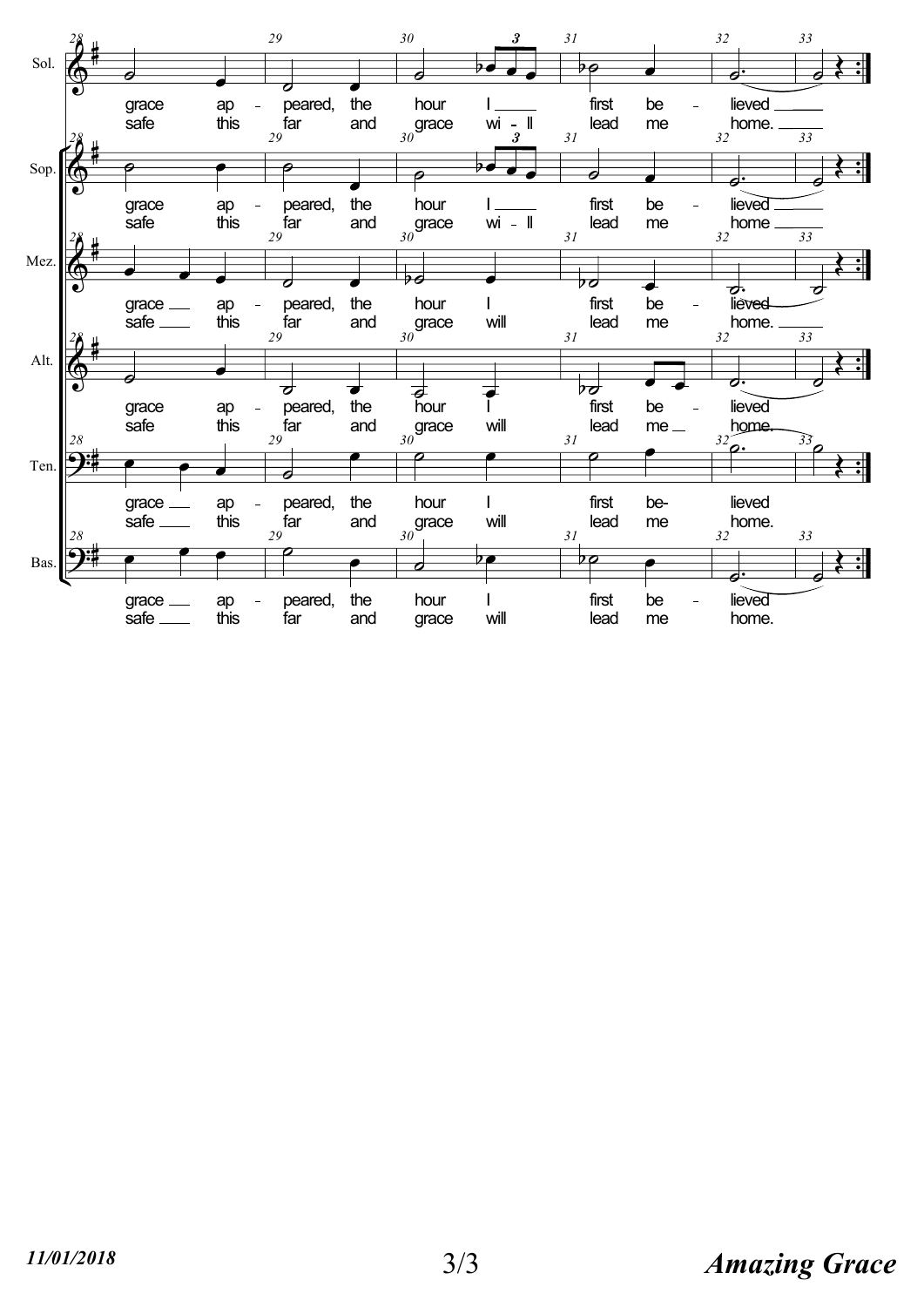Sol.
grace ap - peared, the hour I first be - lieved
safe this far and grace wi - ll lead me home.

Sop.
grace ap - peared, the hour I first be - lieved
safe this far and grace wi - ll lead me home

Mez.
grace ap - peared, the hour I first be - lieved
safe this far and grace will lead me home.

Alt.
grace ap - peared, the hour I first be - lieved
safe this far and grace will lead me home.

Ten.
grace ap - peared, the hour I first be- lieved
safe this far and grace will lead me home.

Bas.
grace ap - peared, the hour I first be - lieved
safe this far and grace will lead me home.